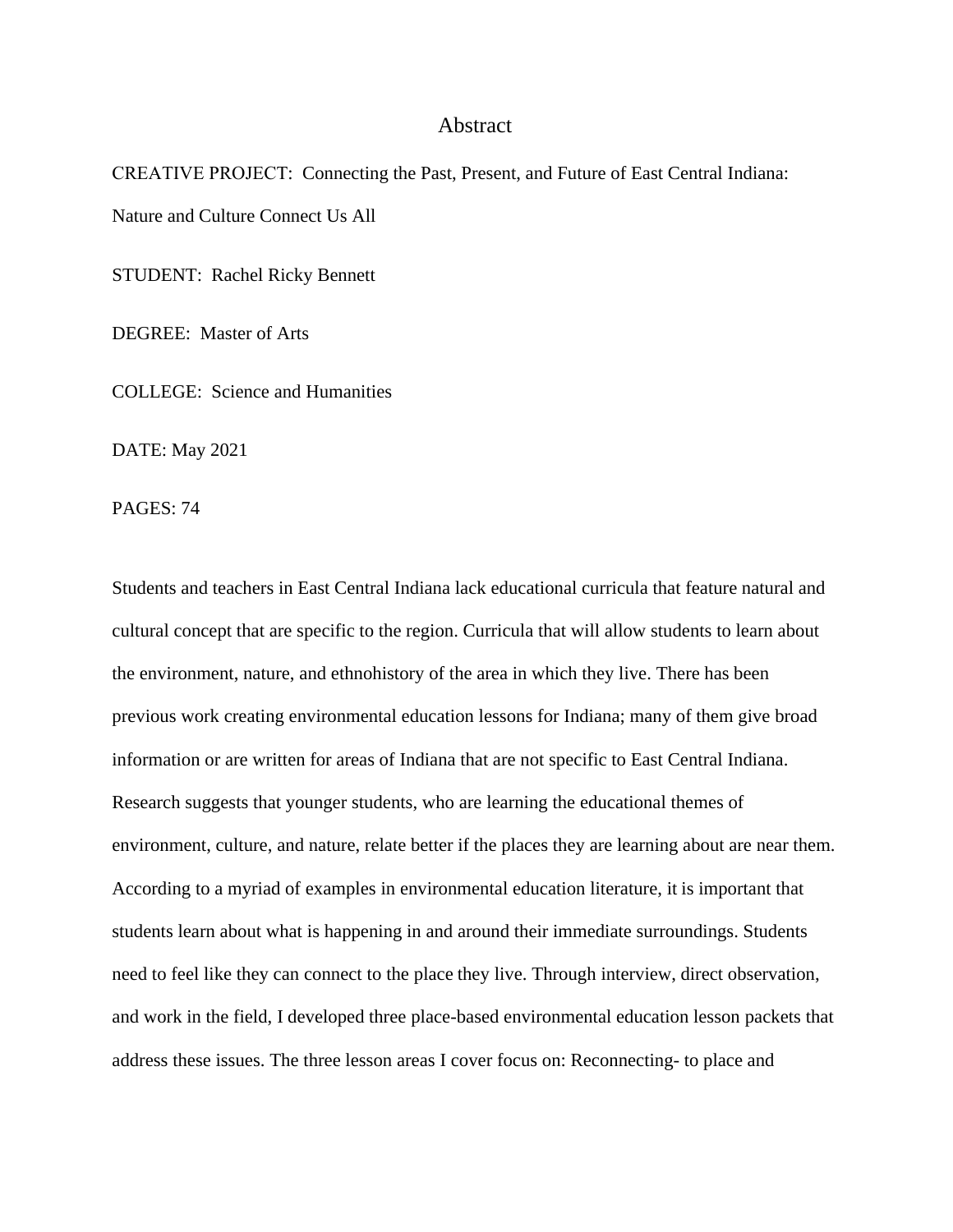# Abstract

CREATIVE PROJECT: Connecting the Past, Present, and Future of East Central Indiana: Nature and Culture Connect Us All

STUDENT: Rachel Ricky Bennett

DEGREE: Master of Arts

COLLEGE: Science and Humanities

DATE: May 2021

PAGES: 74

Students and teachers in East Central Indiana lack educational curricula that feature natural and cultural concept that are specific to the region. Curricula that will allow students to learn about the environment, nature, and ethnohistory of the area in which they live. There has been previous work creating environmental education lessons for Indiana; many of them give broad information or are written for areas of Indiana that are not specific to East Central Indiana. Research suggests that younger students, who are learning the educational themes of environment, culture, and nature, relate better if the places they are learning about are near them. According to a myriad of examples in environmental education literature, it is important that students learn about what is happening in and around their immediate surroundings. Students need to feel like they can connect to the place they live. Through interview, direct observation, and work in the field, I developed three place-based environmental education lesson packets that address these issues. The three lesson areas I cover focus on: Reconnecting- to place and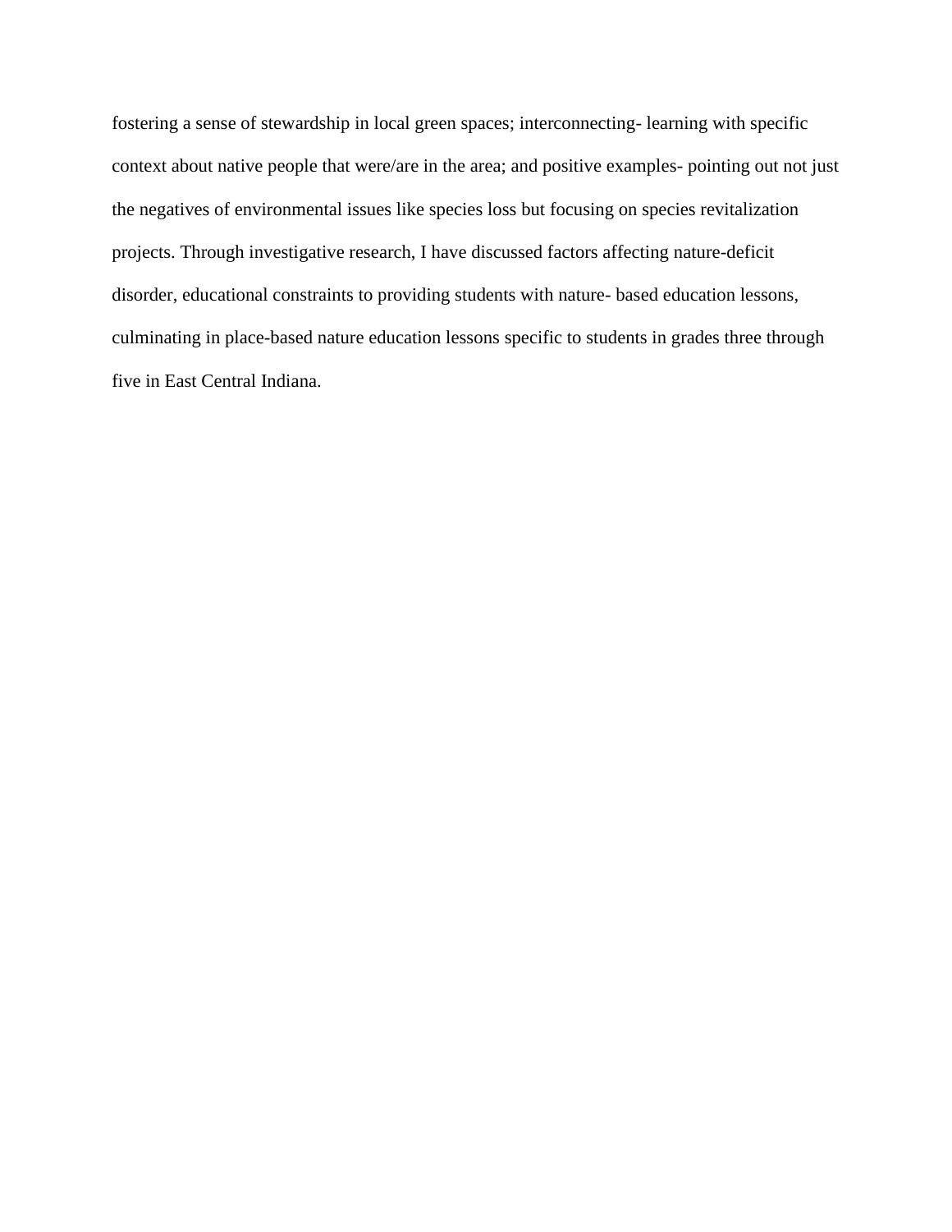fostering a sense of stewardship in local green spaces; interconnecting- learning with specific context about native people that were/are in the area; and positive examples- pointing out not just the negatives of environmental issues like species loss but focusing on species revitalization projects. Through investigative research, I have discussed factors affecting nature-deficit disorder, educational constraints to providing students with nature- based education lessons, culminating in place-based nature education lessons specific to students in grades three through five in East Central Indiana.